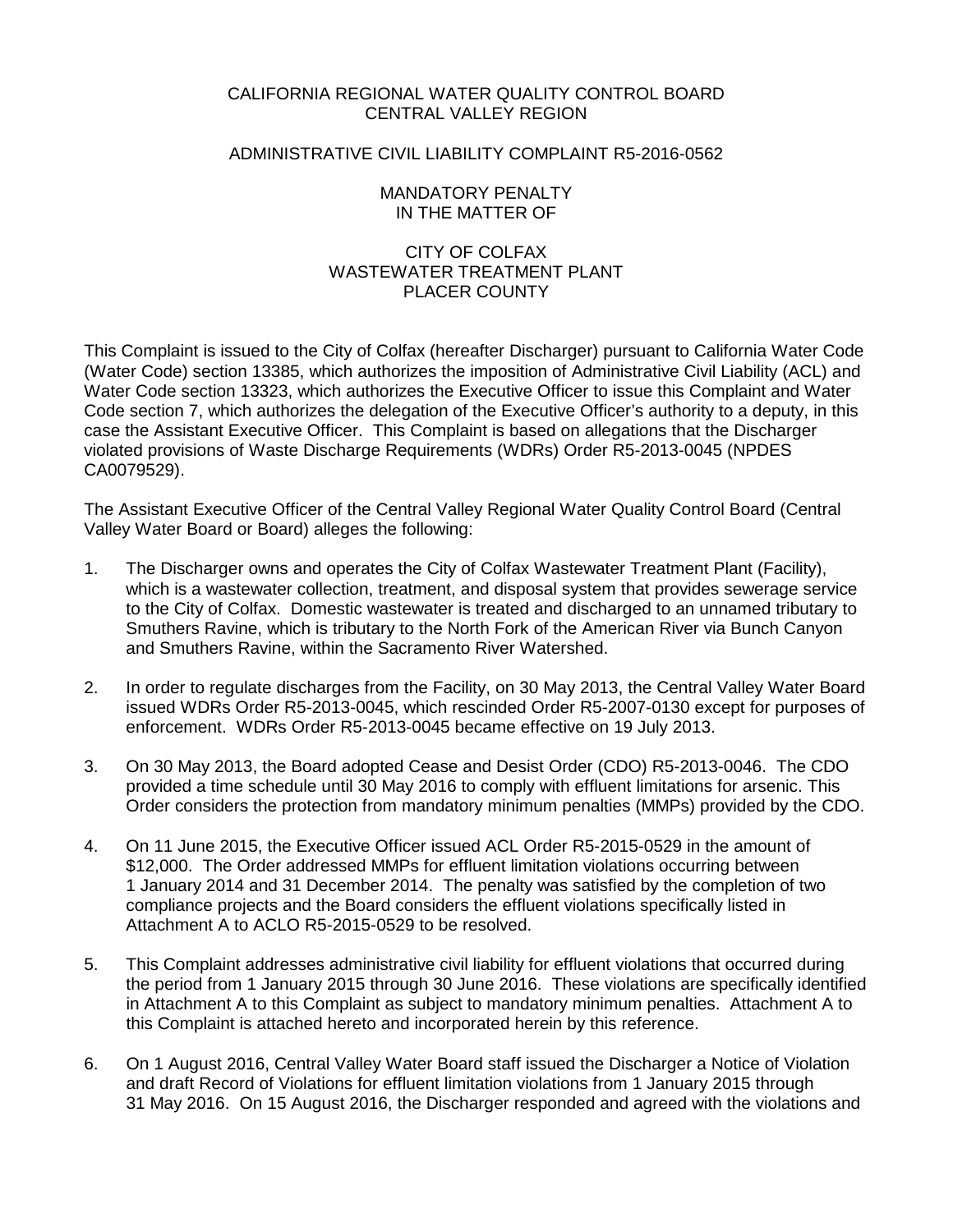CALIFORNIA REGIONAL WATER QUALITY CONTROL BOARD
CENTRAL VALLEY REGION

ADMINISTRATIVE CIVIL LIABILITY COMPLAINT R5-2016-0562

MANDATORY PENALTY
IN THE MATTER OF

CITY OF COLFAX
WASTEWATER TREATMENT PLANT
PLACER COUNTY

This Complaint is issued to the City of Colfax (hereafter Discharger) pursuant to California Water Code (Water Code) section 13385, which authorizes the imposition of Administrative Civil Liability (ACL) and Water Code section 13323, which authorizes the Executive Officer to issue this Complaint and Water Code section 7, which authorizes the delegation of the Executive Officer's authority to a deputy, in this case the Assistant Executive Officer. This Complaint is based on allegations that the Discharger violated provisions of Waste Discharge Requirements (WDRs) Order R5-2013-0045 (NPDES CA0079529).

The Assistant Executive Officer of the Central Valley Regional Water Quality Control Board (Central Valley Water Board or Board) alleges the following:

1. The Discharger owns and operates the City of Colfax Wastewater Treatment Plant (Facility), which is a wastewater collection, treatment, and disposal system that provides sewerage service to the City of Colfax. Domestic wastewater is treated and discharged to an unnamed tributary to Smuthers Ravine, which is tributary to the North Fork of the American River via Bunch Canyon and Smuthers Ravine, within the Sacramento River Watershed.

2. In order to regulate discharges from the Facility, on 30 May 2013, the Central Valley Water Board issued WDRs Order R5-2013-0045, which rescinded Order R5-2007-0130 except for purposes of enforcement. WDRs Order R5-2013-0045 became effective on 19 July 2013.

3. On 30 May 2013, the Board adopted Cease and Desist Order (CDO) R5-2013-0046. The CDO provided a time schedule until 30 May 2016 to comply with effluent limitations for arsenic. This Order considers the protection from mandatory minimum penalties (MMPs) provided by the CDO.

4. On 11 June 2015, the Executive Officer issued ACL Order R5-2015-0529 in the amount of $12,000. The Order addressed MMPs for effluent limitation violations occurring between 1 January 2014 and 31 December 2014. The penalty was satisfied by the completion of two compliance projects and the Board considers the effluent violations specifically listed in Attachment A to ACLO R5-2015-0529 to be resolved.

5. This Complaint addresses administrative civil liability for effluent violations that occurred during the period from 1 January 2015 through 30 June 2016. These violations are specifically identified in Attachment A to this Complaint as subject to mandatory minimum penalties. Attachment A to this Complaint is attached hereto and incorporated herein by this reference.

6. On 1 August 2016, Central Valley Water Board staff issued the Discharger a Notice of Violation and draft Record of Violations for effluent limitation violations from 1 January 2015 through 31 May 2016. On 15 August 2016, the Discharger responded and agreed with the violations and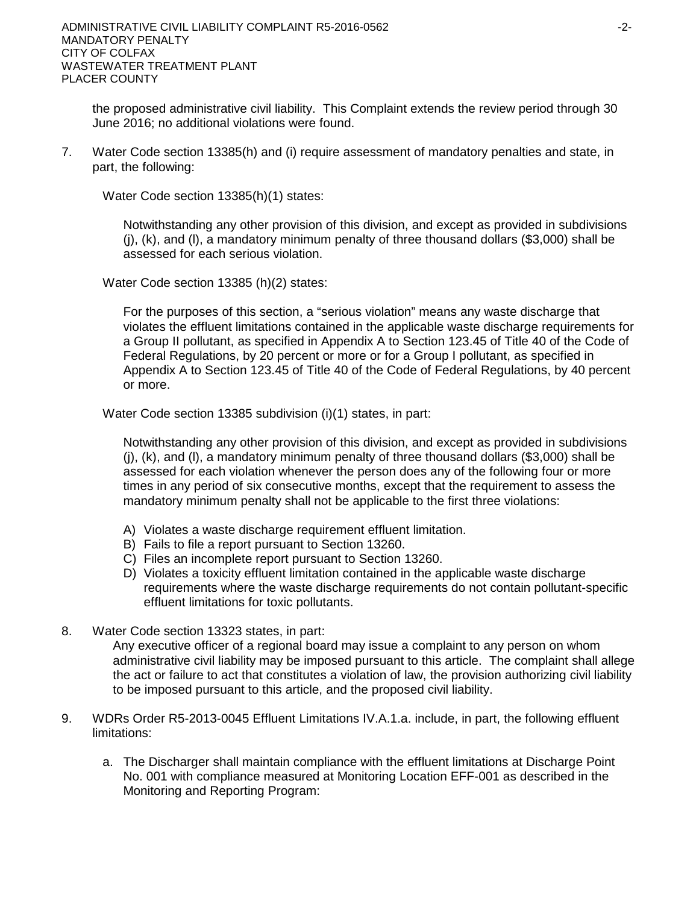the proposed administrative civil liability. This Complaint extends the review period through 30 June 2016; no additional violations were found.

7. Water Code section 13385(h) and (i) require assessment of mandatory penalties and state, in part, the following:

   Water Code section 13385(h)(1) states:

   > Notwithstanding any other provision of this division, and except as provided in subdivisions (j), (k), and (l), a mandatory minimum penalty of three thousand dollars ($3,000) shall be assessed for each serious violation.

   Water Code section 13385 (h)(2) states:

   > For the purposes of this section, a "serious violation" means any waste discharge that violates the effluent limitations contained in the applicable waste discharge requirements for a Group II pollutant, as specified in Appendix A to Section 123.45 of Title 40 of the Code of Federal Regulations, by 20 percent or more or for a Group I pollutant, as specified in Appendix A to Section 123.45 of Title 40 of the Code of Federal Regulations, by 40 percent or more.

   Water Code section 13385 subdivision (i)(1) states, in part:

   > Notwithstanding any other provision of this division, and except as provided in subdivisions (j), (k), and (l), a mandatory minimum penalty of three thousand dollars ($3,000) shall be assessed for each violation whenever the person does any of the following four or more times in any period of six consecutive months, except that the requirement to assess the mandatory minimum penalty shall not be applicable to the first three violations:
   >
   > A) Violates a waste discharge requirement effluent limitation.
   > B) Fails to file a report pursuant to Section 13260.
   > C) Files an incomplete report pursuant to Section 13260.
   > D) Violates a toxicity effluent limitation contained in the applicable waste discharge requirements where the waste discharge requirements do not contain pollutant-specific effluent limitations for toxic pollutants.

8. Water Code section 13323 states, in part:

   > Any executive officer of a regional board may issue a complaint to any person on whom administrative civil liability may be imposed pursuant to this article. The complaint shall allege the act or failure to act that constitutes a violation of law, the provision authorizing civil liability to be imposed pursuant to this article, and the proposed civil liability.

9. WDRs Order R5-2013-0045 Effluent Limitations IV.A.1.a. include, in part, the following effluent limitations:

   a. The Discharger shall maintain compliance with the effluent limitations at Discharge Point No. 001 with compliance measured at Monitoring Location EFF-001 as described in the Monitoring and Reporting Program: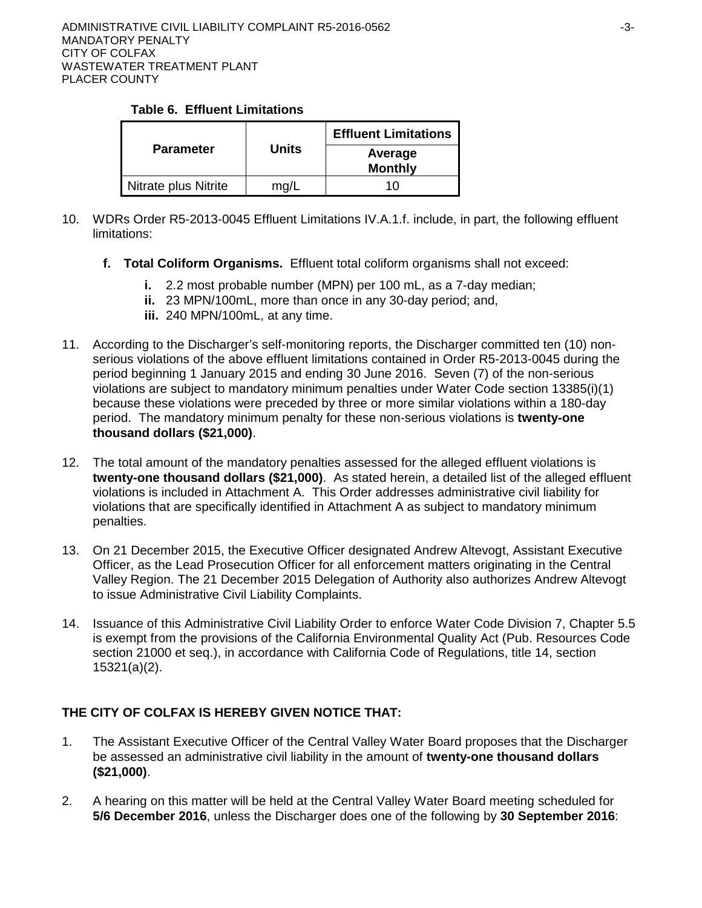**Table 6. Effluent Limitations**

| Parameter | Units | Effluent Limitations |
|---|---|---|
| | | Average Monthly |
| Nitrate plus Nitrite | mg/L | 10 |

10. WDRs Order R5-2013-0045 Effluent Limitations IV.A.1.f. include, in part, the following effluent limitations:

    **f. Total Coliform Organisms.** Effluent total coliform organisms shall not exceed:

    **i.** 2.2 most probable number (MPN) per 100 mL, as a 7-day median;
    **ii.** 23 MPN/100mL, more than once in any 30-day period; and,
    **iii.** 240 MPN/100mL, at any time.

11. According to the Discharger's self-monitoring reports, the Discharger committed ten (10) non-serious violations of the above effluent limitations contained in Order R5-2013-0045 during the period beginning 1 January 2015 and ending 30 June 2016. Seven (7) of the non-serious violations are subject to mandatory minimum penalties under Water Code section 13385(i)(1) because these violations were preceded by three or more similar violations within a 180-day period. The mandatory minimum penalty for these non-serious violations is **twenty-one thousand dollars ($21,000)**.

12. The total amount of the mandatory penalties assessed for the alleged effluent violations is **twenty-one thousand dollars ($21,000)**. As stated herein, a detailed list of the alleged effluent violations is included in Attachment A. This Order addresses administrative civil liability for violations that are specifically identified in Attachment A as subject to mandatory minimum penalties.

13. On 21 December 2015, the Executive Officer designated Andrew Altevogt, Assistant Executive Officer, as the Lead Prosecution Officer for all enforcement matters originating in the Central Valley Region. The 21 December 2015 Delegation of Authority also authorizes Andrew Altevogt to issue Administrative Civil Liability Complaints.

14. Issuance of this Administrative Civil Liability Order to enforce Water Code Division 7, Chapter 5.5 is exempt from the provisions of the California Environmental Quality Act (Pub. Resources Code section 21000 et seq.), in accordance with California Code of Regulations, title 14, section 15321(a)(2).

**THE CITY OF COLFAX IS HEREBY GIVEN NOTICE THAT:**

1. The Assistant Executive Officer of the Central Valley Water Board proposes that the Discharger be assessed an administrative civil liability in the amount of **twenty-one thousand dollars ($21,000)**.

2. A hearing on this matter will be held at the Central Valley Water Board meeting scheduled for **5/6 December 2016**, unless the Discharger does one of the following by **30 September 2016**: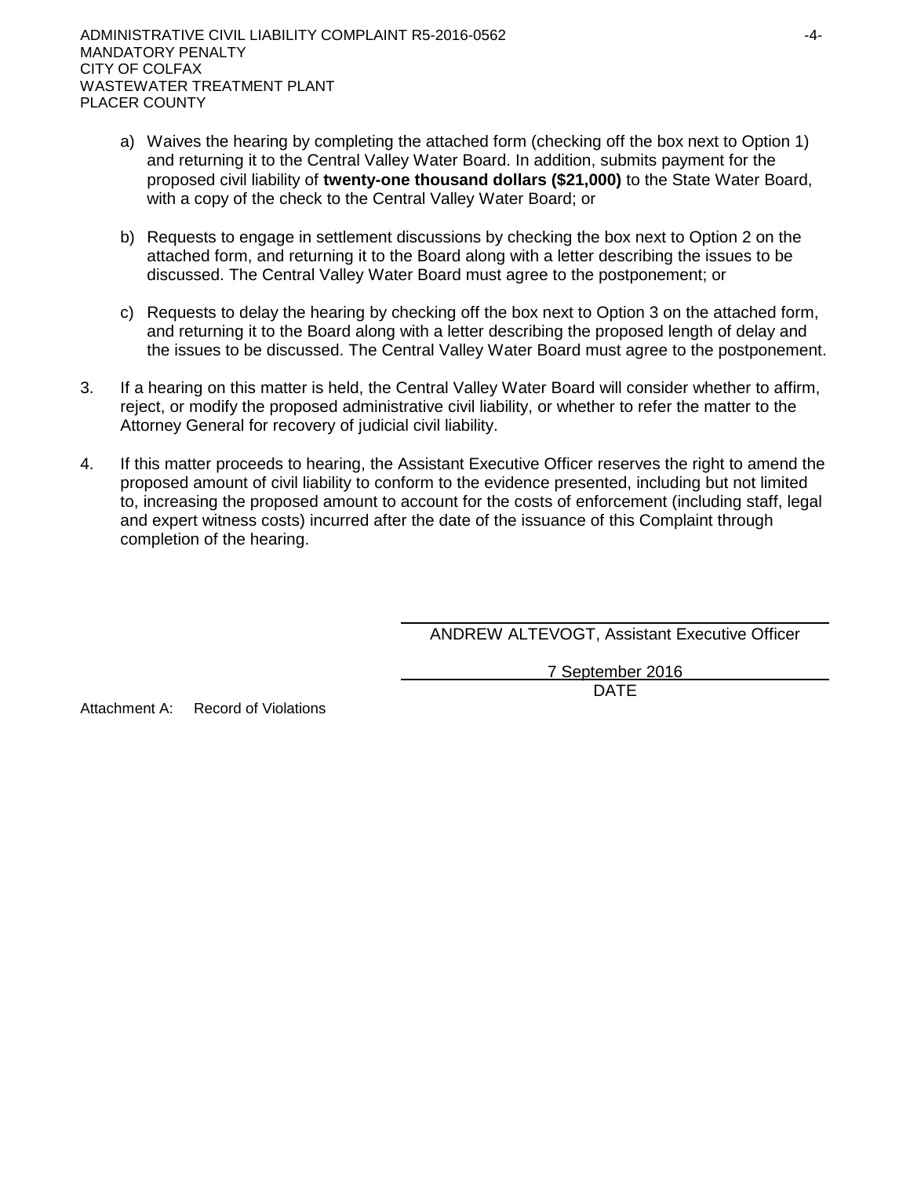a) Waives the hearing by completing the attached form (checking off the box next to Option 1) and returning it to the Central Valley Water Board. In addition, submits payment for the proposed civil liability of **twenty-one thousand dollars ($21,000)** to the State Water Board, with a copy of the check to the Central Valley Water Board; or

b) Requests to engage in settlement discussions by checking the box next to Option 2 on the attached form, and returning it to the Board along with a letter describing the issues to be discussed. The Central Valley Water Board must agree to the postponement; or

c) Requests to delay the hearing by checking off the box next to Option 3 on the attached form, and returning it to the Board along with a letter describing the proposed length of delay and the issues to be discussed. The Central Valley Water Board must agree to the postponement.

3. If a hearing on this matter is held, the Central Valley Water Board will consider whether to affirm, reject, or modify the proposed administrative civil liability, or whether to refer the matter to the Attorney General for recovery of judicial civil liability.

4. If this matter proceeds to hearing, the Assistant Executive Officer reserves the right to amend the proposed amount of civil liability to conform to the evidence presented, including but not limited to, increasing the proposed amount to account for the costs of enforcement (including staff, legal and expert witness costs) incurred after the date of the issuance of this Complaint through completion of the hearing.

ANDREW ALTEVOGT, Assistant Executive Officer

7 September 2016
DATE

Attachment A: Record of Violations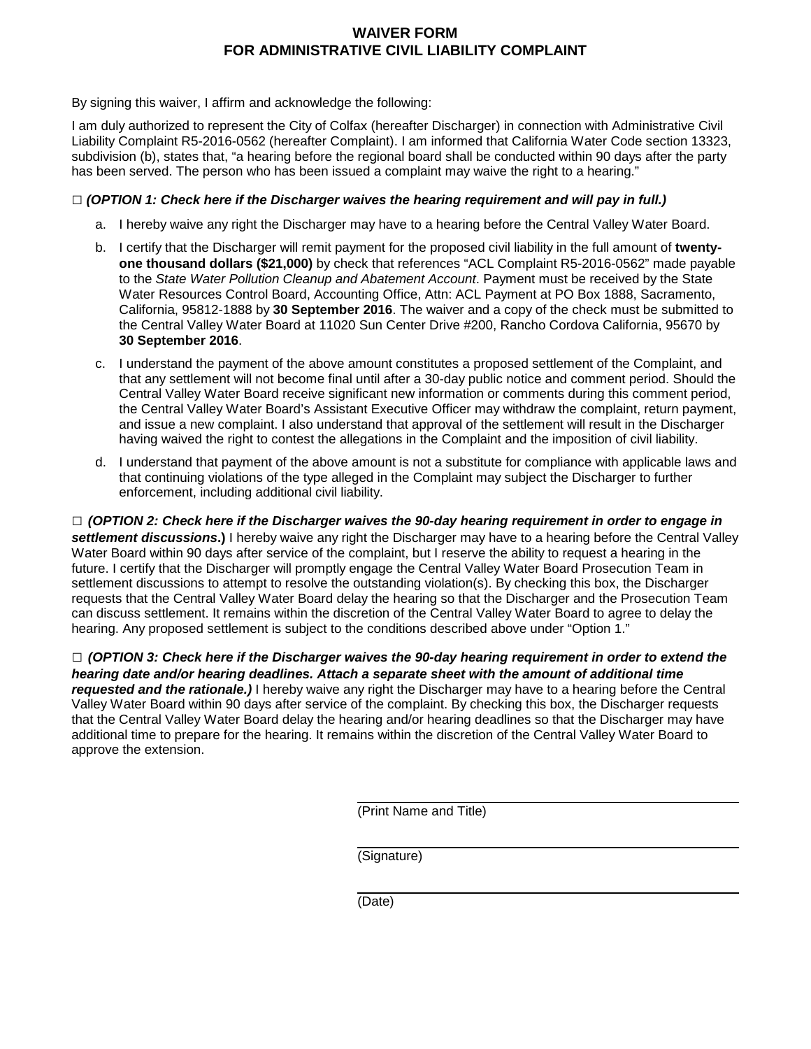# WAIVER FORM
# FOR ADMINISTRATIVE CIVIL LIABILITY COMPLAINT

By signing this waiver, I affirm and acknowledge the following:

I am duly authorized to represent the City of Colfax (hereafter Discharger) in connection with Administrative Civil Liability Complaint R5-2016-0562 (hereafter Complaint). I am informed that California Water Code section 13323, subdivision (b), states that, "a hearing before the regional board shall be conducted within 90 days after the party has been served. The person who has been issued a complaint may waive the right to a hearing."

□ ***(OPTION 1: Check here if the Discharger waives the hearing requirement and will pay in full.)***

a. I hereby waive any right the Discharger may have to a hearing before the Central Valley Water Board.

b. I certify that the Discharger will remit payment for the proposed civil liability in the full amount of **twenty-one thousand dollars ($21,000)** by check that references "ACL Complaint R5-2016-0562" made payable to the *State Water Pollution Cleanup and Abatement Account*. Payment must be received by the State Water Resources Control Board, Accounting Office, Attn: ACL Payment at PO Box 1888, Sacramento, California, 95812-1888 by **30 September 2016**. The waiver and a copy of the check must be submitted to the Central Valley Water Board at 11020 Sun Center Drive #200, Rancho Cordova California, 95670 by **30 September 2016**.

c. I understand the payment of the above amount constitutes a proposed settlement of the Complaint, and that any settlement will not become final until after a 30-day public notice and comment period. Should the Central Valley Water Board receive significant new information or comments during this comment period, the Central Valley Water Board's Assistant Executive Officer may withdraw the complaint, return payment, and issue a new complaint. I also understand that approval of the settlement will result in the Discharger having waived the right to contest the allegations in the Complaint and the imposition of civil liability.

d. I understand that payment of the above amount is not a substitute for compliance with applicable laws and that continuing violations of the type alleged in the Complaint may subject the Discharger to further enforcement, including additional civil liability.

□ ***(OPTION 2: Check here if the Discharger waives the 90-day hearing requirement in order to engage in settlement discussions*.)** I hereby waive any right the Discharger may have to a hearing before the Central Valley Water Board within 90 days after service of the complaint, but I reserve the ability to request a hearing in the future. I certify that the Discharger will promptly engage the Central Valley Water Board Prosecution Team in settlement discussions to attempt to resolve the outstanding violation(s). By checking this box, the Discharger requests that the Central Valley Water Board delay the hearing so that the Discharger and the Prosecution Team can discuss settlement. It remains within the discretion of the Central Valley Water Board to agree to delay the hearing. Any proposed settlement is subject to the conditions described above under "Option 1."

□ ***(OPTION 3: Check here if the Discharger waives the 90-day hearing requirement in order to extend the hearing date and/or hearing deadlines. Attach a separate sheet with the amount of additional time requested and the rationale.)*** I hereby waive any right the Discharger may have to a hearing before the Central Valley Water Board within 90 days after service of the complaint. By checking this box, the Discharger requests that the Central Valley Water Board delay the hearing and/or hearing deadlines so that the Discharger may have additional time to prepare for the hearing. It remains within the discretion of the Central Valley Water Board to approve the extension.

_______________________________
(Print Name and Title)

_______________________________
(Signature)

_______________________________
(Date)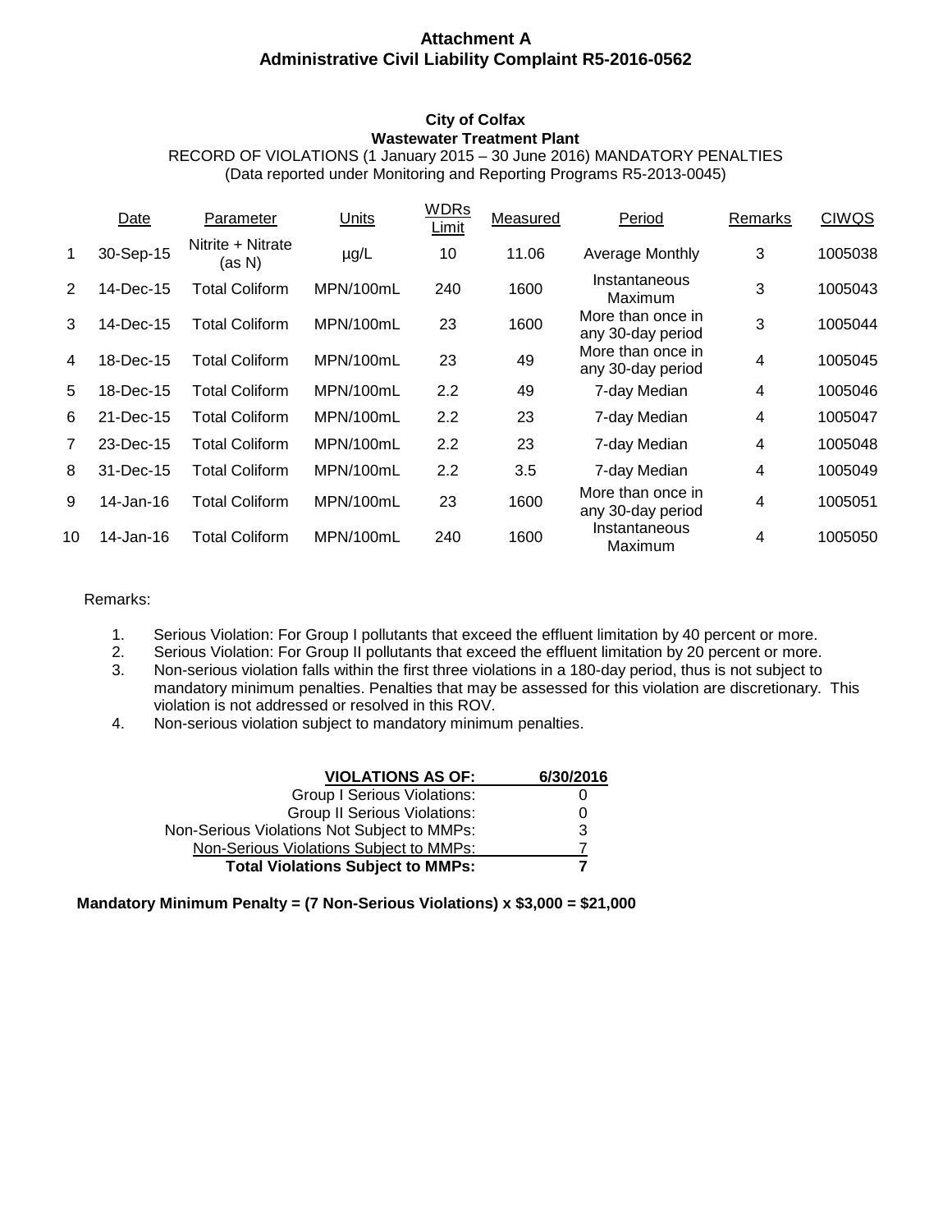**Attachment A**
**Administrative Civil Liability Complaint R5-2016-0562**

**City of Colfax**
**Wastewater Treatment Plant**
RECORD OF VIOLATIONS (1 January 2015 – 30 June 2016) MANDATORY PENALTIES
(Data reported under Monitoring and Reporting Programs R5-2013-0045)

| | Date | Parameter | Units | WDRs Limit | Measured | Period | Remarks | CIWQS |
|---|---|---|---|---|---|---|---|---|
| 1 | 30-Sep-15 | Nitrite + Nitrate (as N) | µg/L | 10 | 11.06 | Average Monthly | 3 | 1005038 |
| 2 | 14-Dec-15 | Total Coliform | MPN/100mL | 240 | 1600 | Instantaneous Maximum | 3 | 1005043 |
| 3 | 14-Dec-15 | Total Coliform | MPN/100mL | 23 | 1600 | More than once in any 30-day period | 3 | 1005044 |
| 4 | 18-Dec-15 | Total Coliform | MPN/100mL | 23 | 49 | More than once in any 30-day period | 4 | 1005045 |
| 5 | 18-Dec-15 | Total Coliform | MPN/100mL | 2.2 | 49 | 7-day Median | 4 | 1005046 |
| 6 | 21-Dec-15 | Total Coliform | MPN/100mL | 2.2 | 23 | 7-day Median | 4 | 1005047 |
| 7 | 23-Dec-15 | Total Coliform | MPN/100mL | 2.2 | 23 | 7-day Median | 4 | 1005048 |
| 8 | 31-Dec-15 | Total Coliform | MPN/100mL | 2.2 | 3.5 | 7-day Median | 4 | 1005049 |
| 9 | 14-Jan-16 | Total Coliform | MPN/100mL | 23 | 1600 | More than once in any 30-day period | 4 | 1005051 |
| 10 | 14-Jan-16 | Total Coliform | MPN/100mL | 240 | 1600 | Instantaneous Maximum | 4 | 1005050 |

Remarks:

1. Serious Violation: For Group I pollutants that exceed the effluent limitation by 40 percent or more.
2. Serious Violation: For Group II pollutants that exceed the effluent limitation by 20 percent or more.
3. Non-serious violation falls within the first three violations in a 180-day period, thus is not subject to mandatory minimum penalties. Penalties that may be assessed for this violation are discretionary. This violation is not addressed or resolved in this ROV.
4. Non-serious violation subject to mandatory minimum penalties.

| **VIOLATIONS AS OF:** | **6/30/2016** |
|---|---|
| Group I Serious Violations: | 0 |
| Group II Serious Violations: | 0 |
| Non-Serious Violations Not Subject to MMPs: | 3 |
| Non-Serious Violations Subject to MMPs: | 7 |
| **Total Violations Subject to MMPs:** | **7** |

**Mandatory Minimum Penalty = (7 Non-Serious Violations) x $3,000 = $21,000**